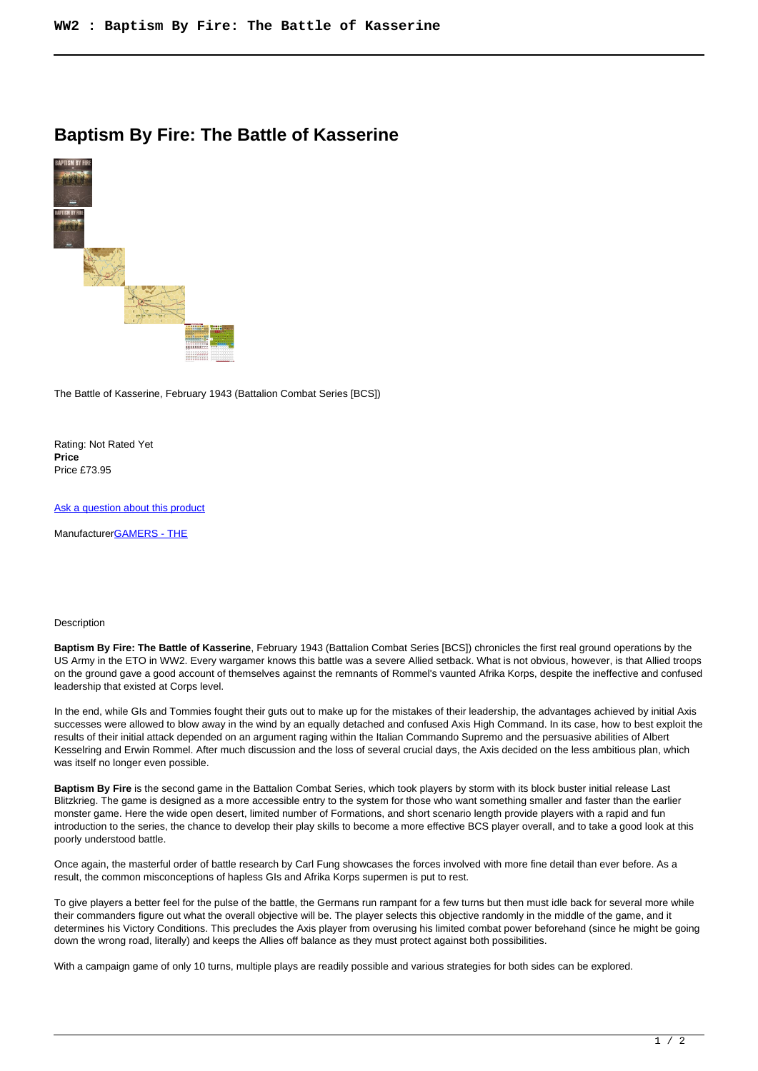# Baptism By Fire: The Battle of Kasserine

The Battle of Kasserine, February 1943 (Battalion Combat Series [BCS])

Rating: Not Rated Yet
**Price**
Price £73.95

[Ask a question about this product]

Manufacturer[GAMERS - THE]

Description

**Baptism By Fire: The Battle of Kasserine**, February 1943 (Battalion Combat Series [BCS]) chronicles the first real ground operations by the US Army in the ETO in WW2. Every wargamer knows this battle was a severe Allied setback. What is not obvious, however, is that Allied troops on the ground gave a good account of themselves against the remnants of Rommel's vaunted Afrika Korps, despite the ineffective and confused leadership that existed at Corps level.

In the end, while GIs and Tommies fought their guts out to make up for the mistakes of their leadership, the advantages achieved by initial Axis successes were allowed to blow away in the wind by an equally detached and confused Axis High Command. In its case, how to best exploit the results of their initial attack depended on an argument raging within the Italian Commando Supremo and the persuasive abilities of Albert Kesselring and Erwin Rommel. After much discussion and the loss of several crucial days, the Axis decided on the less ambitious plan, which was itself no longer even possible.

**Baptism By Fire** is the second game in the Battalion Combat Series, which took players by storm with its block buster initial release Last Blitzkrieg. The game is designed as a more accessible entry to the system for those who want something smaller and faster than the earlier monster game. Here the wide open desert, limited number of Formations, and short scenario length provide players with a rapid and fun introduction to the series, the chance to develop their play skills to become a more effective BCS player overall, and to take a good look at this poorly understood battle.

Once again, the masterful order of battle research by Carl Fung showcases the forces involved with more fine detail than ever before. As a result, the common misconceptions of hapless GIs and Afrika Korps supermen is put to rest.

To give players a better feel for the pulse of the battle, the Germans run rampant for a few turns but then must idle back for several more while their commanders figure out what the overall objective will be. The player selects this objective randomly in the middle of the game, and it determines his Victory Conditions. This precludes the Axis player from overusing his limited combat power beforehand (since he might be going down the wrong road, literally) and keeps the Allies off balance as they must protect against both possibilities.

With a campaign game of only 10 turns, multiple plays are readily possible and various strategies for both sides can be explored.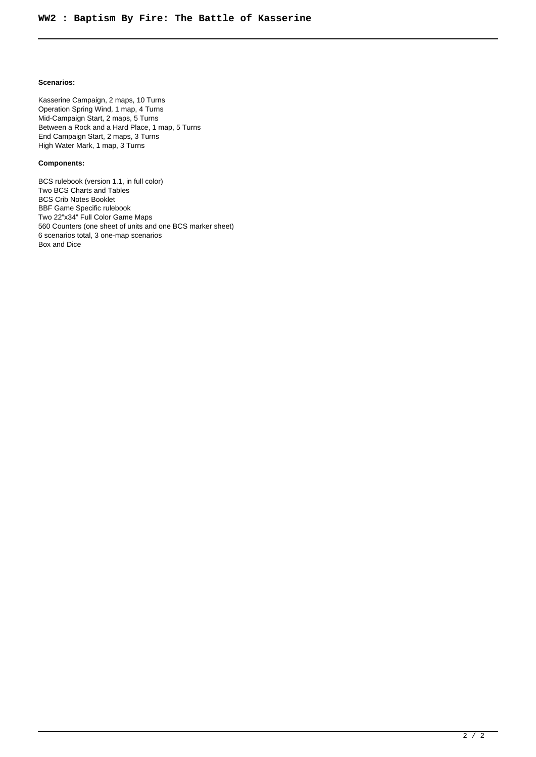**Scenarios:**

Kasserine Campaign, 2 maps, 10 Turns
Operation Spring Wind, 1 map, 4 Turns
Mid-Campaign Start, 2 maps, 5 Turns
Between a Rock and a Hard Place, 1 map, 5 Turns
End Campaign Start, 2 maps, 3 Turns
High Water Mark, 1 map, 3 Turns

**Components:**

BCS rulebook (version 1.1, in full color)
Two BCS Charts and Tables
BCS Crib Notes Booklet
BBF Game Specific rulebook
Two 22"x34" Full Color Game Maps
560 Counters (one sheet of units and one BCS marker sheet)
6 scenarios total, 3 one-map scenarios
Box and Dice